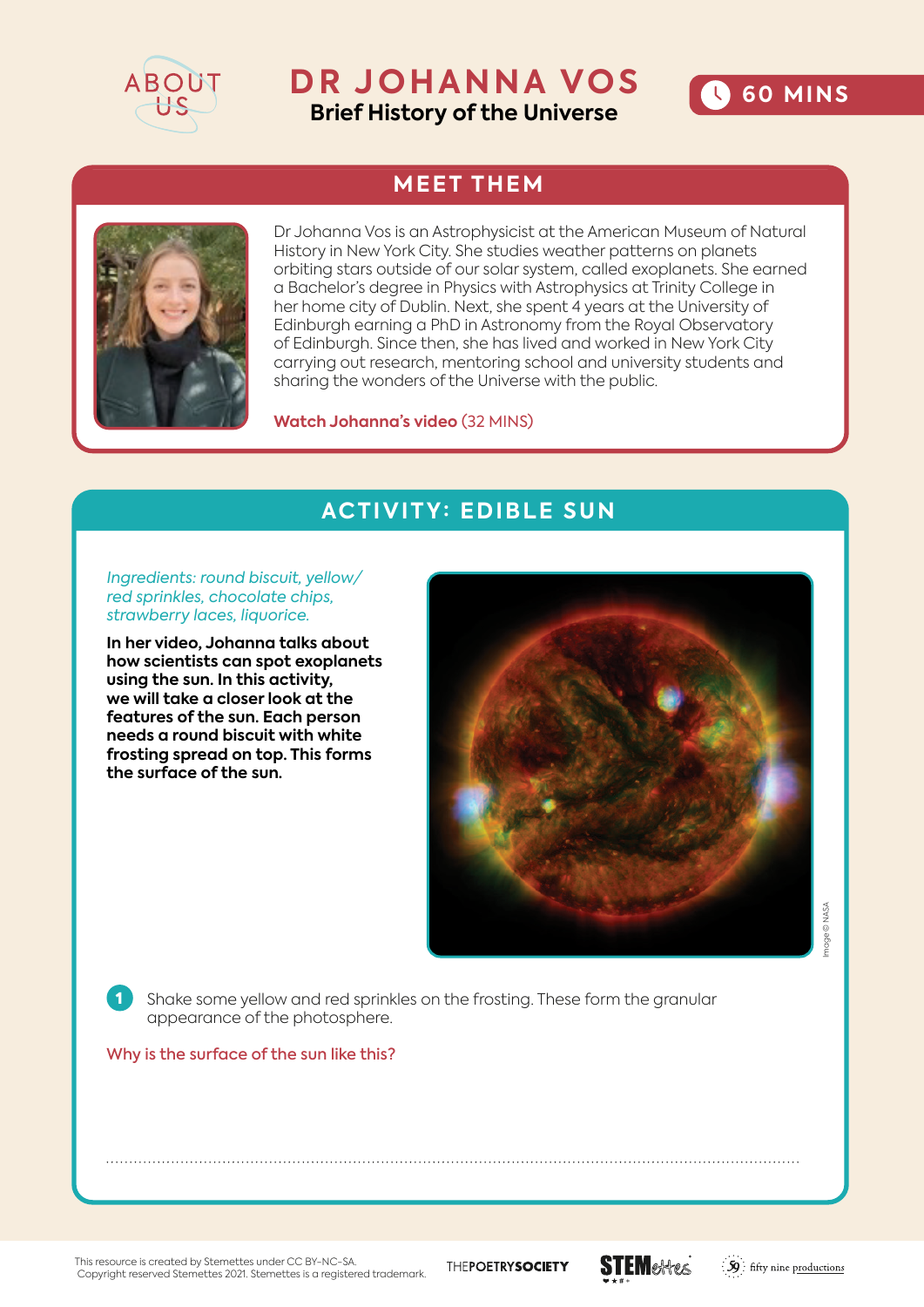ABOUT US

# DR JOHANNA VOS

**Brief History of the Universe**

60 MINS

## MEET THEM

Dr Johanna Vos is an Astrophysicist at the American Museum of Natural History in New York City. She studies weather patterns on planets orbiting stars outside of our solar system, called exoplanets. She earned a Bachelor's degree in Physics with Astrophysics at Trinity College in her home city of Dublin. Next, she spent 4 years at the University of Edinburgh earning a PhD in Astronomy from the Royal Observatory of Edinburgh. Since then, she has lived and worked in New York City carrying out research, mentoring school and university students and sharing the wonders of the Universe with the public.

**Watch Johanna's video** (32 MINS)

## ACTIVITY: EDIBLE SUN

*Ingredients: round biscuit, yellow/red sprinkles, chocolate chips, strawberry laces, liquorice.*

**In her video, Johanna talks about how scientists can spot exoplanets using the sun. In this activity, we will take a closer look at the features of the sun. Each person needs a round biscuit with white frosting spread on top. This forms the surface of the sun.**

Image © NASA

1. Shake some yellow and red sprinkles on the frosting. These form the granular appearance of the photosphere.

Why is the surface of the sun like this?

..............................................................................................................................................

This resource is created by Stemettes under CC BY-NC-SA.
Copyright reserved Stemettes 2021. Stemettes is a registered trademark.

THEPOETRYSOCIETY STEMettes fifty nine productions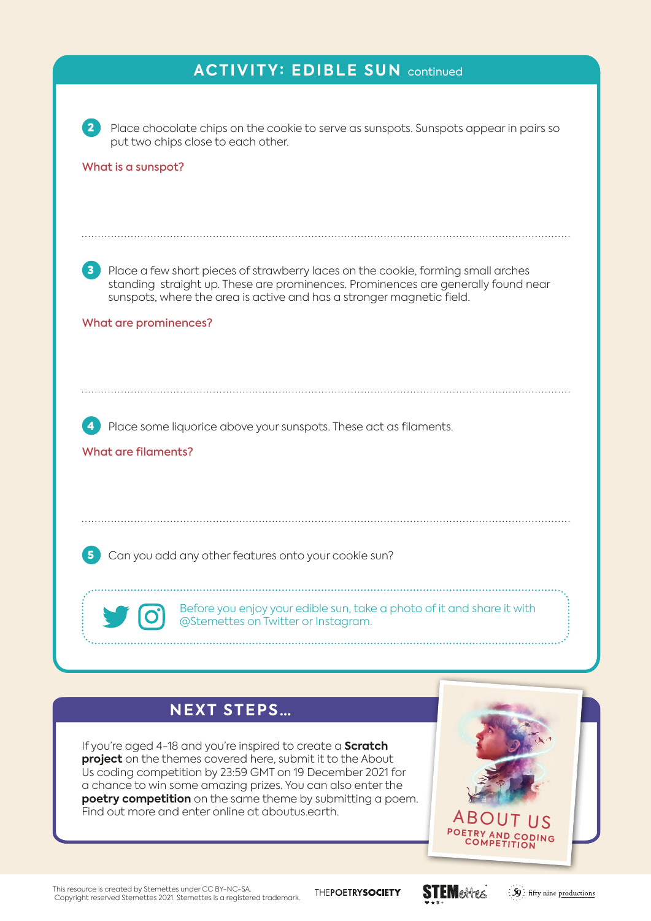## ACTIVITY: EDIBLE SUN continued

2. Place chocolate chips on the cookie to serve as sunspots. Sunspots appear in pairs so put two chips close to each other.

**What is a sunspot?**

3. Place a few short pieces of strawberry laces on the cookie, forming small arches standing straight up. These are prominences. Prominences are generally found near sunspots, where the area is active and has a stronger magnetic field.

**What are prominences?**

4. Place some liquorice above your sunspots. These act as filaments.

**What are filaments?**

5. Can you add any other features onto your cookie sun?

Before you enjoy your edible sun, take a photo of it and share it with @Stemettes on Twitter or Instagram.

## NEXT STEPS...

If you're aged 4–18 and you're inspired to create a **Scratch project** on the themes covered here, submit it to the About Us coding competition by 23:59 GMT on 19 December 2021 for a chance to win some amazing prizes. You can also enter the **poetry competition** on the same theme by submitting a poem. Find out more and enter online at aboutus.earth.

ABOUT US
POETRY AND CODING COMPETITION

This resource is created by Stemettes under CC BY-NC-SA. Copyright reserved Stemettes 2021. Stemettes is a registered trademark.